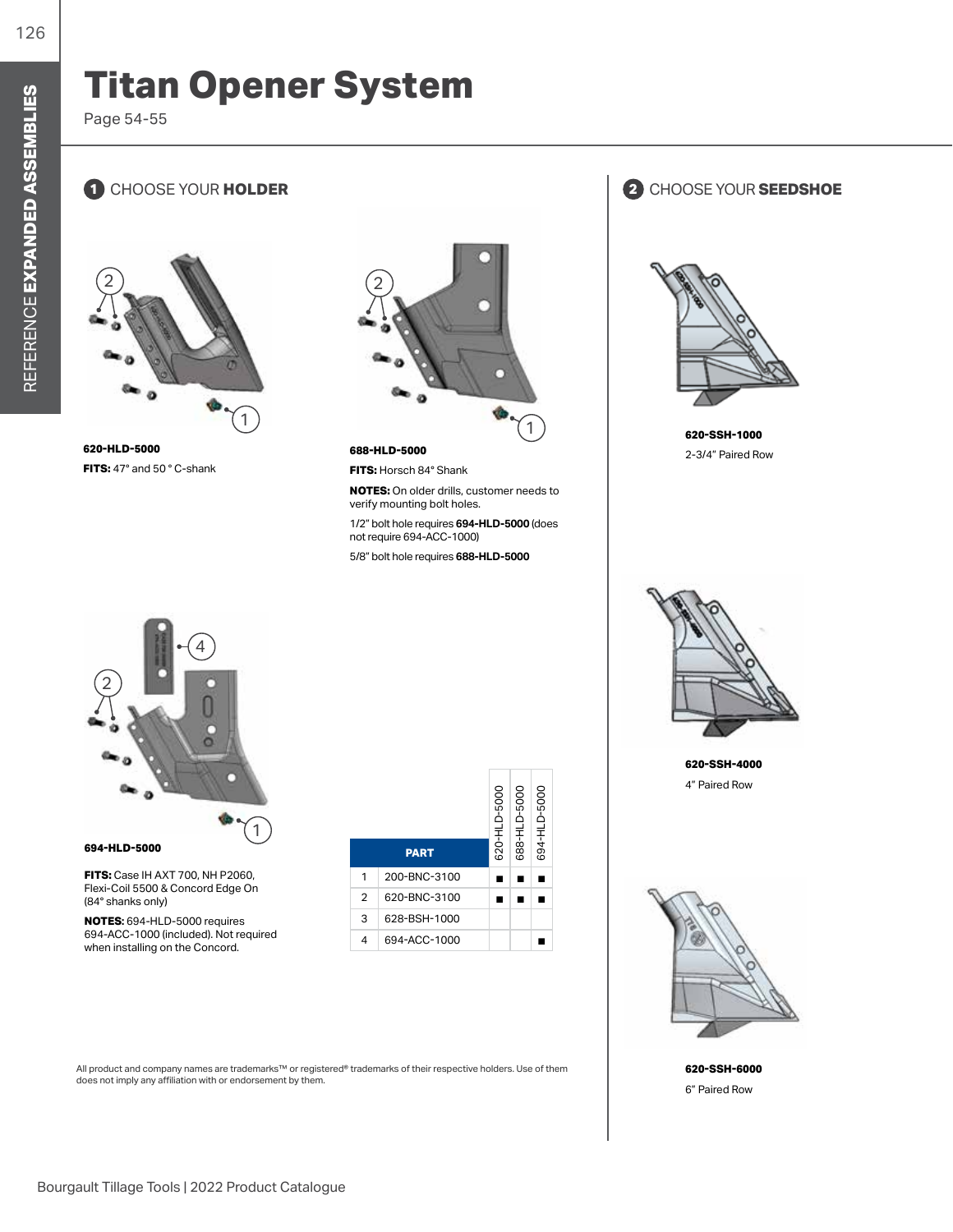# Titan Opener System

Page 54-55

## 1 CHOOSE YOUR **HOLDER**

**620-HLD-5000**

**FITS:** 47° and 50 ° C-shank

**688-HLD-5000**

**FITS:** Horsch 84° Shank

**NOTES:** On older drills, customer needs to verify mounting bolt holes.

1/2" bolt hole requires **694-HLD-5000** (does not require 694-ACC-1000)

5/8" bolt hole requires **688-HLD-5000**

**694-HLD-5000**

**FITS:** Case IH AXT 700, NH P2060, Flexi-Coil 5500 & Concord Edge On (84° shanks only)

**NOTES:** 694-HLD-5000 requires 694-ACC-1000 (included). Not required when installing on the Concord.

| | PART | 620-HLD-5000 | 688-HLD-5000 | 694-HLD-5000 |
|---|---|---|---|---|
| 1 | 200-BNC-3100 | ■ | ■ | ■ |
| 2 | 620-BNC-3100 | ■ | ■ | ■ |
| 3 | 628-BSH-1000 | | | |
| 4 | 694-ACC-1000 | | | ■ |

All product and company names are trademarks™ or registered® trademarks of their respective holders. Use of them does not imply any affiliation with or endorsement by them.

## 2 CHOOSE YOUR **SEEDSHOE**

**620-SSH-1000**

2-3/4" Paired Row

**620-SSH-4000**

4" Paired Row

**620-SSH-6000**

6" Paired Row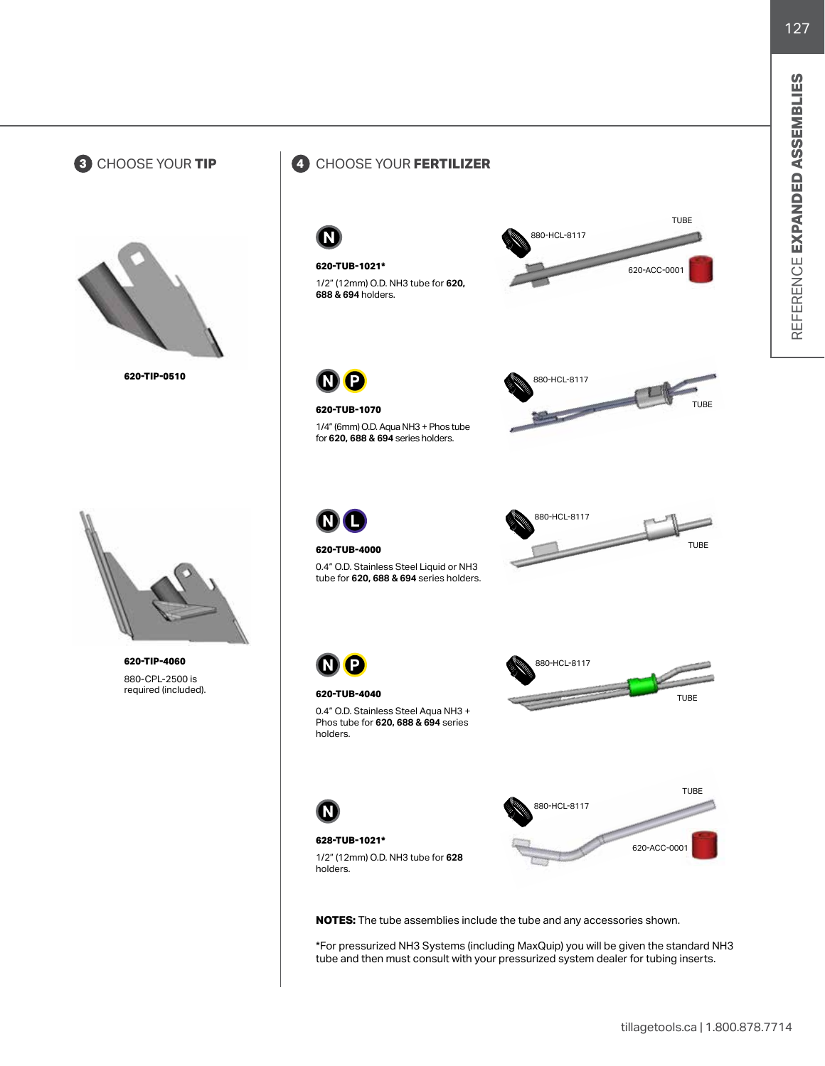## 3 CHOOSE YOUR **TIP**

**620-TIP-0510**

**620-TIP-4060**

880-CPL-2500 is required (included).

## 4 CHOOSE YOUR **FERTILIZER**

N

**620-TUB-1021***

1/2" (12mm) O.D. NH3 tube for **620, 688 & 694** holders.

880-HCL-8117
TUBE
620-ACC-0001

N P

**620-TUB-1070**

1/4" (6mm) O.D. Aqua NH3 + Phos tube for **620, 688 & 694** series holders.

880-HCL-8117
TUBE

N L

**620-TUB-4000**

0.4" O.D. Stainless Steel Liquid or NH3 tube for **620, 688 & 694** series holders.

880-HCL-8117
TUBE

N P

**620-TUB-4040**

0.4" O.D. Stainless Steel Aqua NH3 + Phos tube for **620, 688 & 694** series holders.

880-HCL-8117
TUBE

N

**628-TUB-1021***

1/2" (12mm) O.D. NH3 tube for **628** holders.

880-HCL-8117
TUBE
620-ACC-0001

**NOTES:** The tube assemblies include the tube and any accessories shown.

*For pressurized NH3 Systems (including MaxQuip) you will be given the standard NH3 tube and then must consult with your pressurized system dealer for tubing inserts.